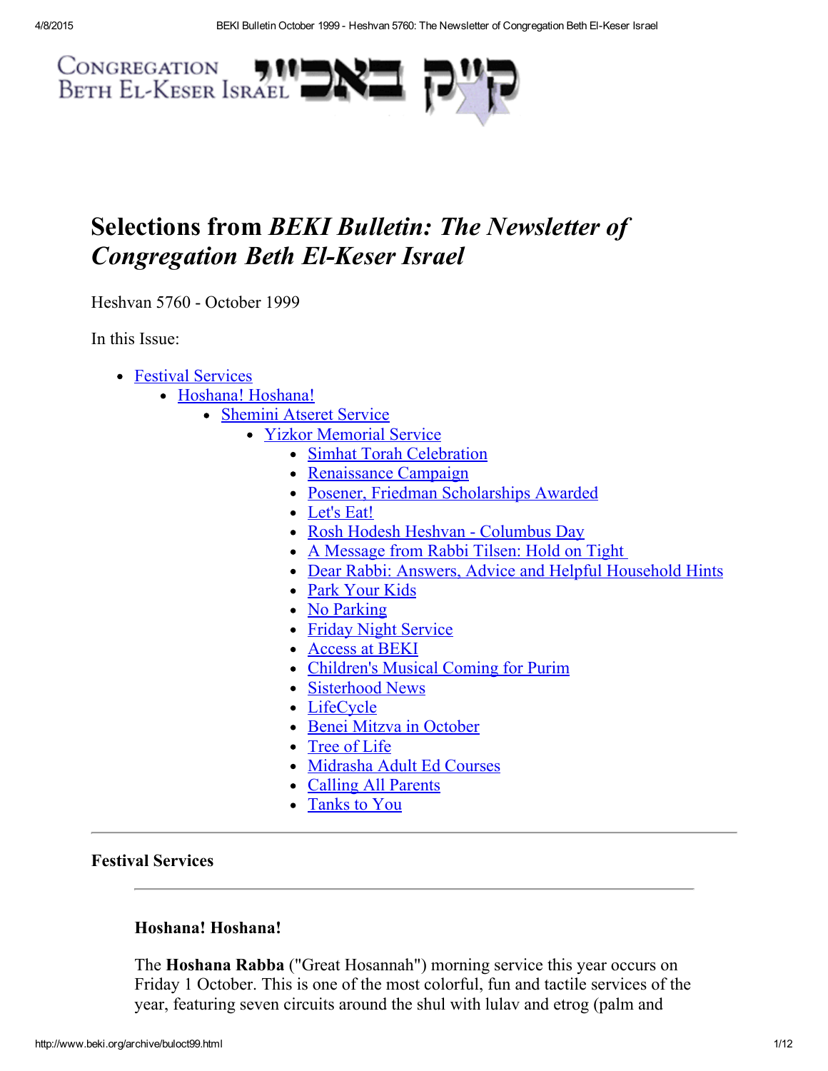Congregation Beth El-Keser Israel קי"ק באכ"י

# Selections from *BEKI Bulletin: The Newsletter of Congregation Beth El-Keser Israel*

Heshvan 5760 - October 1999

In this Issue:

- Festival Services
  - Hoshana! Hoshana!
    - Shemini Atseret Service
      - Yizkor Memorial Service
        - Simhat Torah Celebration
        - Renaissance Campaign
        - Posener, Friedman Scholarships Awarded
        - Let's Eat!
        - Rosh Hodesh Heshvan - Columbus Day
        - A Message from Rabbi Tilsen: Hold on Tight
        - Dear Rabbi: Answers, Advice and Helpful Household Hints
        - Park Your Kids
        - No Parking
        - Friday Night Service
        - Access at BEKI
        - Children's Musical Coming for Purim
        - Sisterhood News
        - LifeCycle
        - Benei Mitzva in October
        - Tree of Life
        - Midrasha Adult Ed Courses
        - Calling All Parents
        - Tanks to You

---

## Festival Services

---

### Hoshana! Hoshana!

The **Hoshana Rabba** ("Great Hosannah") morning service this year occurs on Friday 1 October. This is one of the most colorful, fun and tactile services of the year, featuring seven circuits around the shul with lulav and etrog (palm and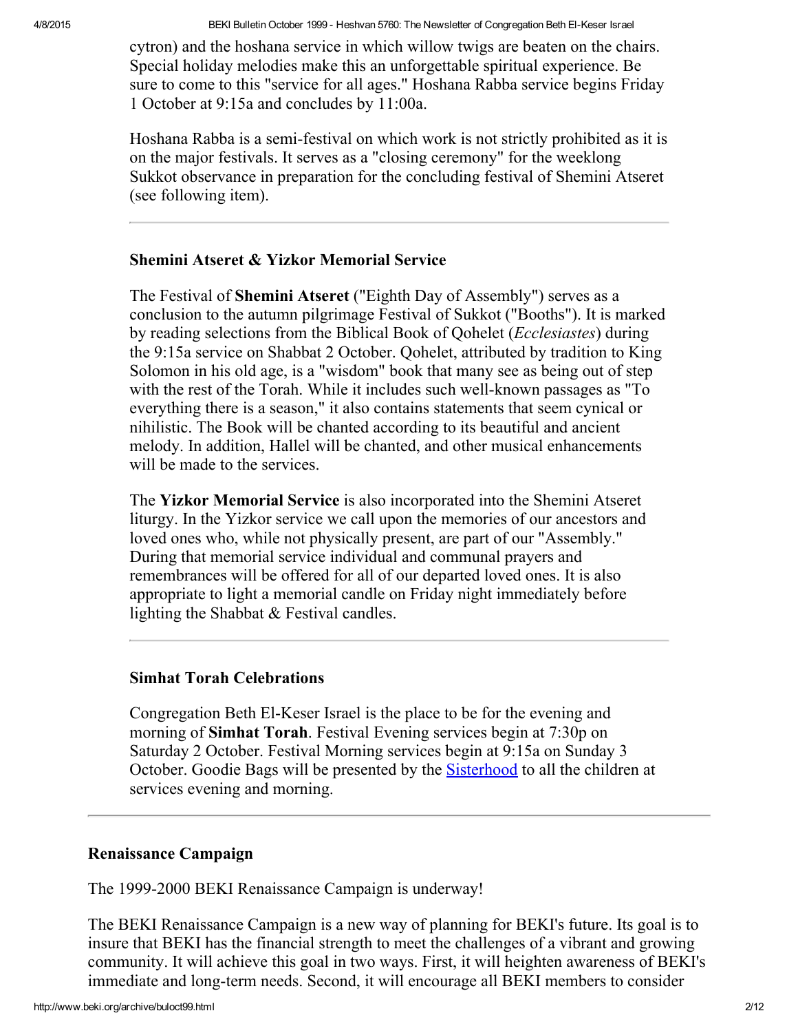cytron) and the hoshana service in which willow twigs are beaten on the chairs. Special holiday melodies make this an unforgettable spiritual experience. Be sure to come to this "service for all ages." Hoshana Rabba service begins Friday 1 October at 9:15a and concludes by 11:00a.

Hoshana Rabba is a semi-festival on which work is not strictly prohibited as it is on the major festivals. It serves as a "closing ceremony" for the weeklong Sukkot observance in preparation for the concluding festival of Shemini Atseret (see following item).

---

### Shemini Atseret & Yizkor Memorial Service

The Festival of **Shemini Atseret** ("Eighth Day of Assembly") serves as a conclusion to the autumn pilgrimage Festival of Sukkot ("Booths"). It is marked by reading selections from the Biblical Book of Qohelet (*Ecclesiastes*) during the 9:15a service on Shabbat 2 October. Qohelet, attributed by tradition to King Solomon in his old age, is a "wisdom" book that many see as being out of step with the rest of the Torah. While it includes such well-known passages as "To everything there is a season," it also contains statements that seem cynical or nihilistic. The Book will be chanted according to its beautiful and ancient melody. In addition, Hallel will be chanted, and other musical enhancements will be made to the services.

The **Yizkor Memorial Service** is also incorporated into the Shemini Atseret liturgy. In the Yizkor service we call upon the memories of our ancestors and loved ones who, while not physically present, are part of our "Assembly." During that memorial service individual and communal prayers and remembrances will be offered for all of our departed loved ones. It is also appropriate to light a memorial candle on Friday night immediately before lighting the Shabbat & Festival candles.

---

### Simhat Torah Celebrations

Congregation Beth El-Keser Israel is the place to be for the evening and morning of **Simhat Torah**. Festival Evening services begin at 7:30p on Saturday 2 October. Festival Morning services begin at 9:15a on Sunday 3 October. Goodie Bags will be presented by the Sisterhood to all the children at services evening and morning.

---

## Renaissance Campaign

The 1999-2000 BEKI Renaissance Campaign is underway!

The BEKI Renaissance Campaign is a new way of planning for BEKI's future. Its goal is to insure that BEKI has the financial strength to meet the challenges of a vibrant and growing community. It will achieve this goal in two ways. First, it will heighten awareness of BEKI's immediate and long-term needs. Second, it will encourage all BEKI members to consider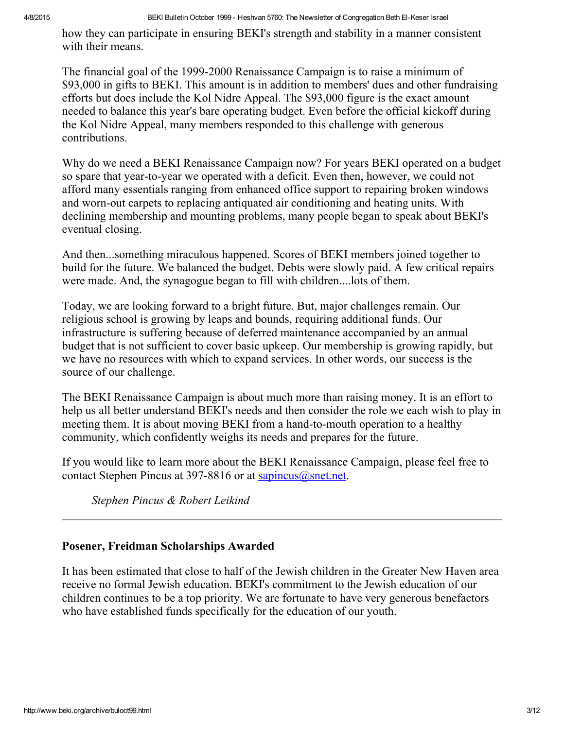how they can participate in ensuring BEKI's strength and stability in a manner consistent with their means.

The financial goal of the 1999-2000 Renaissance Campaign is to raise a minimum of $93,000 in gifts to BEKI. This amount is in addition to members' dues and other fundraising efforts but does include the Kol Nidre Appeal. The $93,000 figure is the exact amount needed to balance this year's bare operating budget. Even before the official kickoff during the Kol Nidre Appeal, many members responded to this challenge with generous contributions.

Why do we need a BEKI Renaissance Campaign now? For years BEKI operated on a budget so spare that year-to-year we operated with a deficit. Even then, however, we could not afford many essentials ranging from enhanced office support to repairing broken windows and worn-out carpets to replacing antiquated air conditioning and heating units. With declining membership and mounting problems, many people began to speak about BEKI's eventual closing.

And then...something miraculous happened. Scores of BEKI members joined together to build for the future. We balanced the budget. Debts were slowly paid. A few critical repairs were made. And, the synagogue began to fill with children....lots of them.

Today, we are looking forward to a bright future. But, major challenges remain. Our religious school is growing by leaps and bounds, requiring additional funds. Our infrastructure is suffering because of deferred maintenance accompanied by an annual budget that is not sufficient to cover basic upkeep. Our membership is growing rapidly, but we have no resources with which to expand services. In other words, our success is the source of our challenge.

The BEKI Renaissance Campaign is about much more than raising money. It is an effort to help us all better understand BEKI's needs and then consider the role we each wish to play in meeting them. It is about moving BEKI from a hand-to-mouth operation to a healthy community, which confidently weighs its needs and prepares for the future.

If you would like to learn more about the BEKI Renaissance Campaign, please feel free to contact Stephen Pincus at 397-8816 or at sapincus@snet.net.

*Stephen Pincus & Robert Leikind*

---

### Posener, Freidman Scholarships Awarded

It has been estimated that close to half of the Jewish children in the Greater New Haven area receive no formal Jewish education. BEKI's commitment to the Jewish education of our children continues to be a top priority. We are fortunate to have very generous benefactors who have established funds specifically for the education of our youth.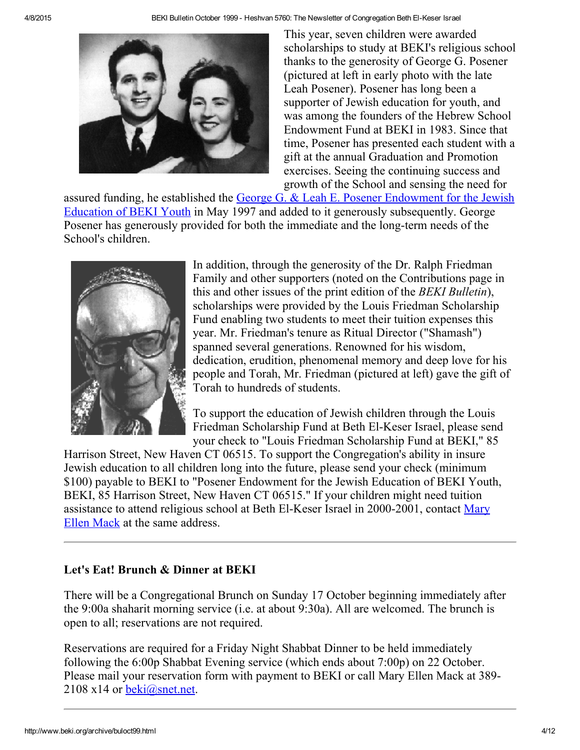This year, seven children were awarded scholarships to study at BEKI's religious school thanks to the generosity of George G. Posener (pictured at left in early photo with the late Leah Posener). Posener has long been a supporter of Jewish education for youth, and was among the founders of the Hebrew School Endowment Fund at BEKI in 1983. Since that time, Posener has presented each student with a gift at the annual Graduation and Promotion exercises. Seeing the continuing success and growth of the School and sensing the need for assured funding, he established the George G. & Leah E. Posener Endowment for the Jewish Education of BEKI Youth in May 1997 and added to it generously subsequently. George Posener has generously provided for both the immediate and the long-term needs of the School's children.

In addition, through the generosity of the Dr. Ralph Friedman Family and other supporters (noted on the Contributions page in this and other issues of the print edition of the *BEKI Bulletin*), scholarships were provided by the Louis Friedman Scholarship Fund enabling two students to meet their tuition expenses this year. Mr. Friedman's tenure as Ritual Director ("Shamash") spanned several generations. Renowned for his wisdom, dedication, erudition, phenomenal memory and deep love for his people and Torah, Mr. Friedman (pictured at left) gave the gift of Torah to hundreds of students.

To support the education of Jewish children through the Louis Friedman Scholarship Fund at Beth El-Keser Israel, please send your check to "Louis Friedman Scholarship Fund at BEKI," 85 Harrison Street, New Haven CT 06515. To support the Congregation's ability in insure Jewish education to all children long into the future, please send your check (minimum $100) payable to BEKI to "Posener Endowment for the Jewish Education of BEKI Youth, BEKI, 85 Harrison Street, New Haven CT 06515." If your children might need tuition assistance to attend religious school at Beth El-Keser Israel in 2000-2001, contact Mary Ellen Mack at the same address.

---

### Let's Eat! Brunch & Dinner at BEKI

There will be a Congregational Brunch on Sunday 17 October beginning immediately after the 9:00a shaharit morning service (i.e. at about 9:30a). All are welcomed. The brunch is open to all; reservations are not required.

Reservations are required for a Friday Night Shabbat Dinner to be held immediately following the 6:00p Shabbat Evening service (which ends about 7:00p) on 22 October. Please mail your reservation form with payment to BEKI or call Mary Ellen Mack at 389-2108 x14 or beki@snet.net.

---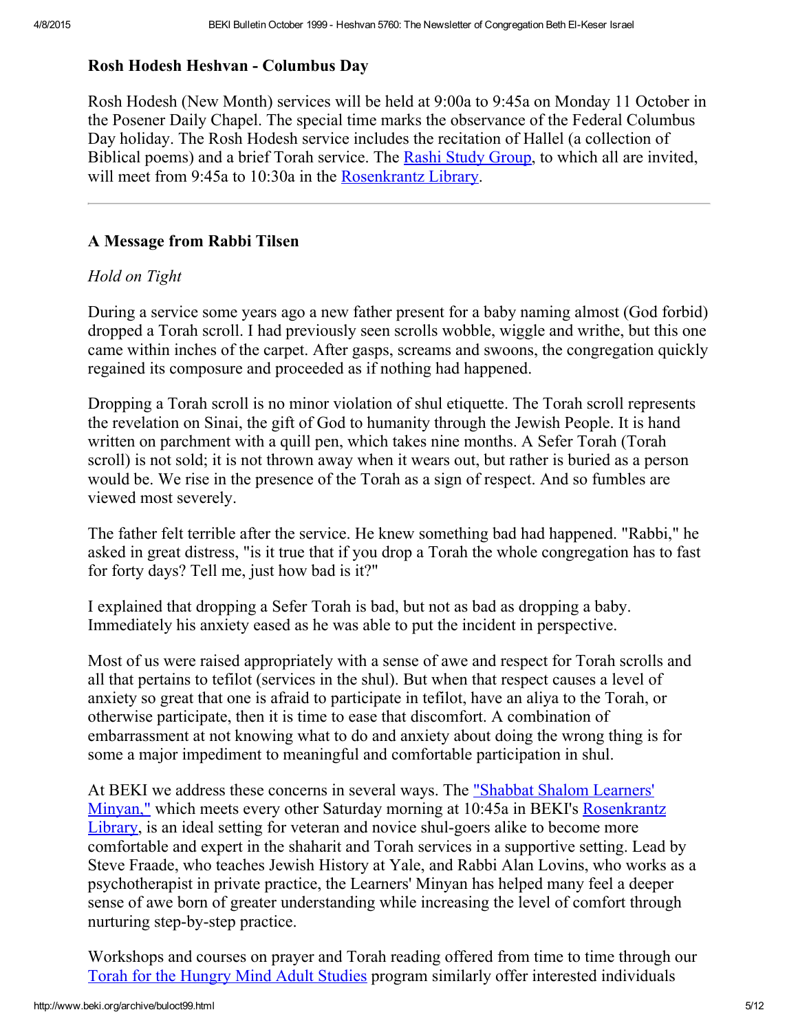### Rosh Hodesh Heshvan - Columbus Day

Rosh Hodesh (New Month) services will be held at 9:00a to 9:45a on Monday 11 October in the Posener Daily Chapel. The special time marks the observance of the Federal Columbus Day holiday. The Rosh Hodesh service includes the recitation of Hallel (a collection of Biblical poems) and a brief Torah service. The Rashi Study Group, to which all are invited, will meet from 9:45a to 10:30a in the Rosenkrantz Library.

---

### A Message from Rabbi Tilsen

*Hold on Tight*

During a service some years ago a new father present for a baby naming almost (God forbid) dropped a Torah scroll. I had previously seen scrolls wobble, wiggle and writhe, but this one came within inches of the carpet. After gasps, screams and swoons, the congregation quickly regained its composure and proceeded as if nothing had happened.

Dropping a Torah scroll is no minor violation of shul etiquette. The Torah scroll represents the revelation on Sinai, the gift of God to humanity through the Jewish People. It is hand written on parchment with a quill pen, which takes nine months. A Sefer Torah (Torah scroll) is not sold; it is not thrown away when it wears out, but rather is buried as a person would be. We rise in the presence of the Torah as a sign of respect. And so fumbles are viewed most severely.

The father felt terrible after the service. He knew something bad had happened. "Rabbi," he asked in great distress, "is it true that if you drop a Torah the whole congregation has to fast for forty days? Tell me, just how bad is it?"

I explained that dropping a Sefer Torah is bad, but not as bad as dropping a baby. Immediately his anxiety eased as he was able to put the incident in perspective.

Most of us were raised appropriately with a sense of awe and respect for Torah scrolls and all that pertains to tefilot (services in the shul). But when that respect causes a level of anxiety so great that one is afraid to participate in tefilot, have an aliya to the Torah, or otherwise participate, then it is time to ease that discomfort. A combination of embarrassment at not knowing what to do and anxiety about doing the wrong thing is for some a major impediment to meaningful and comfortable participation in shul.

At BEKI we address these concerns in several ways. The "Shabbat Shalom Learners' Minyan," which meets every other Saturday morning at 10:45a in BEKI's Rosenkrantz Library, is an ideal setting for veteran and novice shul-goers alike to become more comfortable and expert in the shaharit and Torah services in a supportive setting. Lead by Steve Fraade, who teaches Jewish History at Yale, and Rabbi Alan Lovins, who works as a psychotherapist in private practice, the Learners' Minyan has helped many feel a deeper sense of awe born of greater understanding while increasing the level of comfort through nurturing step-by-step practice.

Workshops and courses on prayer and Torah reading offered from time to time through our Torah for the Hungry Mind Adult Studies program similarly offer interested individuals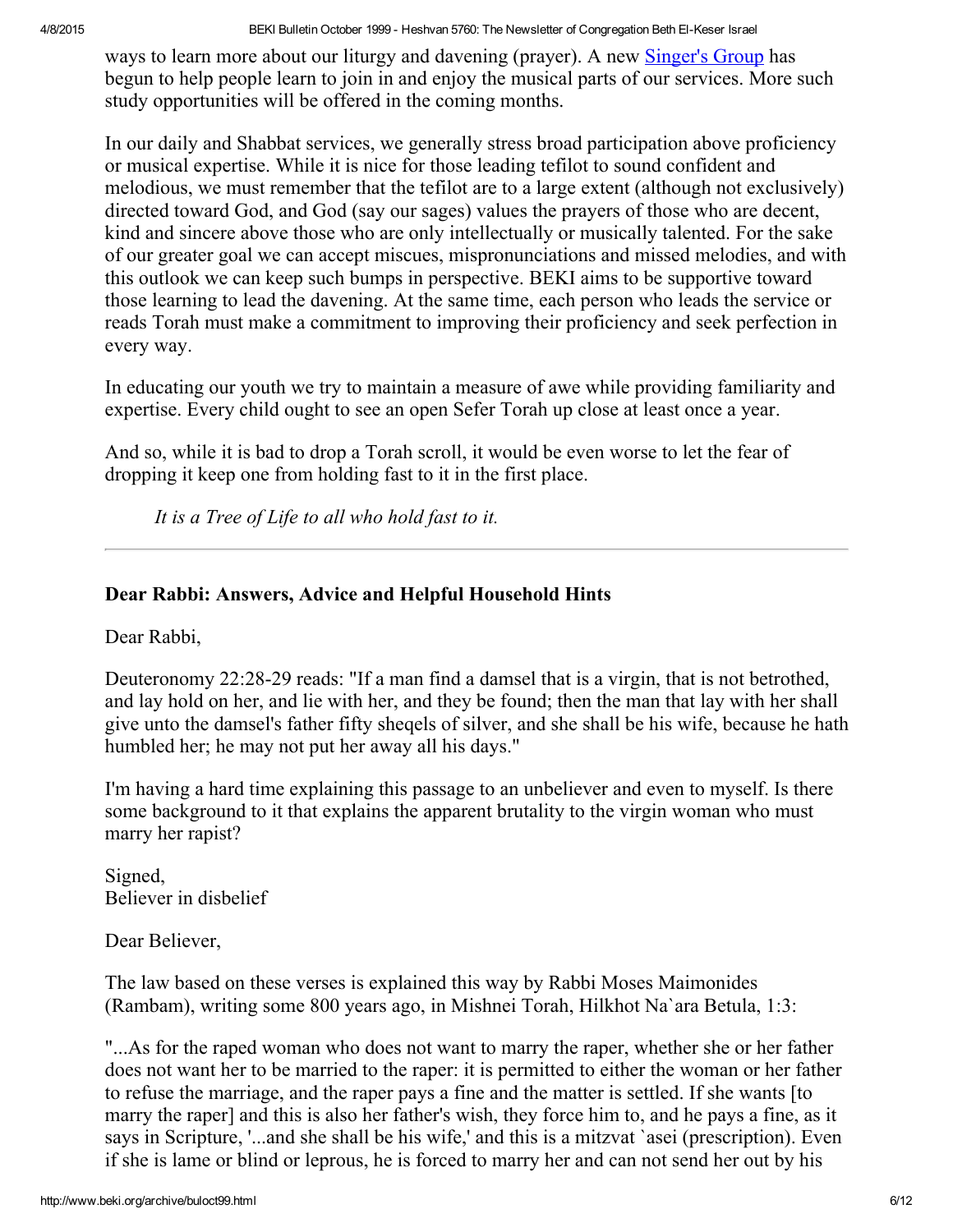ways to learn more about our liturgy and davening (prayer). A new Singer's Group has begun to help people learn to join in and enjoy the musical parts of our services. More such study opportunities will be offered in the coming months.

In our daily and Shabbat services, we generally stress broad participation above proficiency or musical expertise. While it is nice for those leading tefilot to sound confident and melodious, we must remember that the tefilot are to a large extent (although not exclusively) directed toward God, and God (say our sages) values the prayers of those who are decent, kind and sincere above those who are only intellectually or musically talented. For the sake of our greater goal we can accept miscues, mispronunciations and missed melodies, and with this outlook we can keep such bumps in perspective. BEKI aims to be supportive toward those learning to lead the davening. At the same time, each person who leads the service or reads Torah must make a commitment to improving their proficiency and seek perfection in every way.

In educating our youth we try to maintain a measure of awe while providing familiarity and expertise. Every child ought to see an open Sefer Torah up close at least once a year.

And so, while it is bad to drop a Torah scroll, it would be even worse to let the fear of dropping it keep one from holding fast to it in the first place.

> *It is a Tree of Life to all who hold fast to it.*

---

### Dear Rabbi: Answers, Advice and Helpful Household Hints

Dear Rabbi,

Deuteronomy 22:28-29 reads: "If a man find a damsel that is a virgin, that is not betrothed, and lay hold on her, and lie with her, and they be found; then the man that lay with her shall give unto the damsel's father fifty sheqels of silver, and she shall be his wife, because he hath humbled her; he may not put her away all his days."

I'm having a hard time explaining this passage to an unbeliever and even to myself. Is there some background to it that explains the apparent brutality to the virgin woman who must marry her rapist?

Signed,
Believer in disbelief

Dear Believer,

The law based on these verses is explained this way by Rabbi Moses Maimonides (Rambam), writing some 800 years ago, in Mishnei Torah, Hilkhot Na`ara Betula, 1:3:

"...As for the raped woman who does not want to marry the raper, whether she or her father does not want her to be married to the raper: it is permitted to either the woman or her father to refuse the marriage, and the raper pays a fine and the matter is settled. If she wants [to marry the raper] and this is also her father's wish, they force him to, and he pays a fine, as it says in Scripture, '...and she shall be his wife,' and this is a mitzvat `asei (prescription). Even if she is lame or blind or leprous, he is forced to marry her and can not send her out by his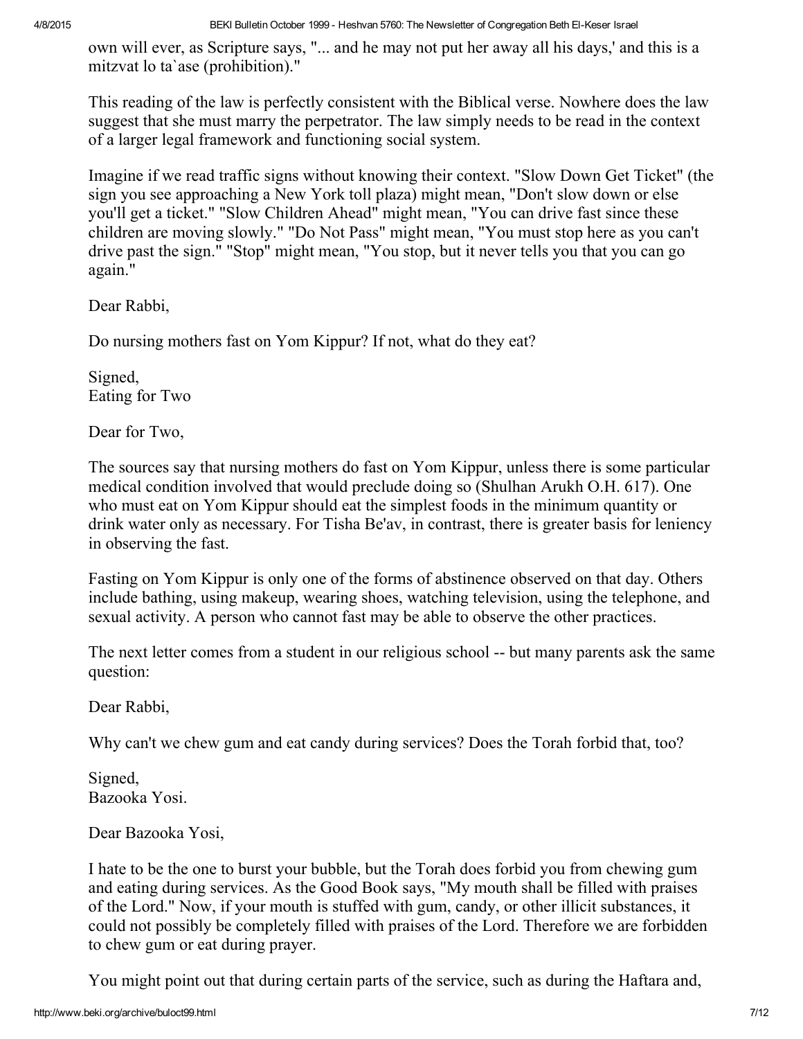own will ever, as Scripture says, "... and he may not put her away all his days,' and this is a mitzvat lo ta`ase (prohibition)."

This reading of the law is perfectly consistent with the Biblical verse. Nowhere does the law suggest that she must marry the perpetrator. The law simply needs to be read in the context of a larger legal framework and functioning social system.

Imagine if we read traffic signs without knowing their context. "Slow Down Get Ticket" (the sign you see approaching a New York toll plaza) might mean, "Don't slow down or else you'll get a ticket." "Slow Children Ahead" might mean, "You can drive fast since these children are moving slowly." "Do Not Pass" might mean, "You must stop here as you can't drive past the sign." "Stop" might mean, "You stop, but it never tells you that you can go again."

Dear Rabbi,

Do nursing mothers fast on Yom Kippur? If not, what do they eat?

Signed,
Eating for Two

Dear for Two,

The sources say that nursing mothers do fast on Yom Kippur, unless there is some particular medical condition involved that would preclude doing so (Shulhan Arukh O.H. 617). One who must eat on Yom Kippur should eat the simplest foods in the minimum quantity or drink water only as necessary. For Tisha Be'av, in contrast, there is greater basis for leniency in observing the fast.

Fasting on Yom Kippur is only one of the forms of abstinence observed on that day. Others include bathing, using makeup, wearing shoes, watching television, using the telephone, and sexual activity. A person who cannot fast may be able to observe the other practices.

The next letter comes from a student in our religious school -- but many parents ask the same question:

Dear Rabbi,

Why can't we chew gum and eat candy during services? Does the Torah forbid that, too?

Signed,
Bazooka Yosi.

Dear Bazooka Yosi,

I hate to be the one to burst your bubble, but the Torah does forbid you from chewing gum and eating during services. As the Good Book says, "My mouth shall be filled with praises of the Lord." Now, if your mouth is stuffed with gum, candy, or other illicit substances, it could not possibly be completely filled with praises of the Lord. Therefore we are forbidden to chew gum or eat during prayer.

You might point out that during certain parts of the service, such as during the Haftara and,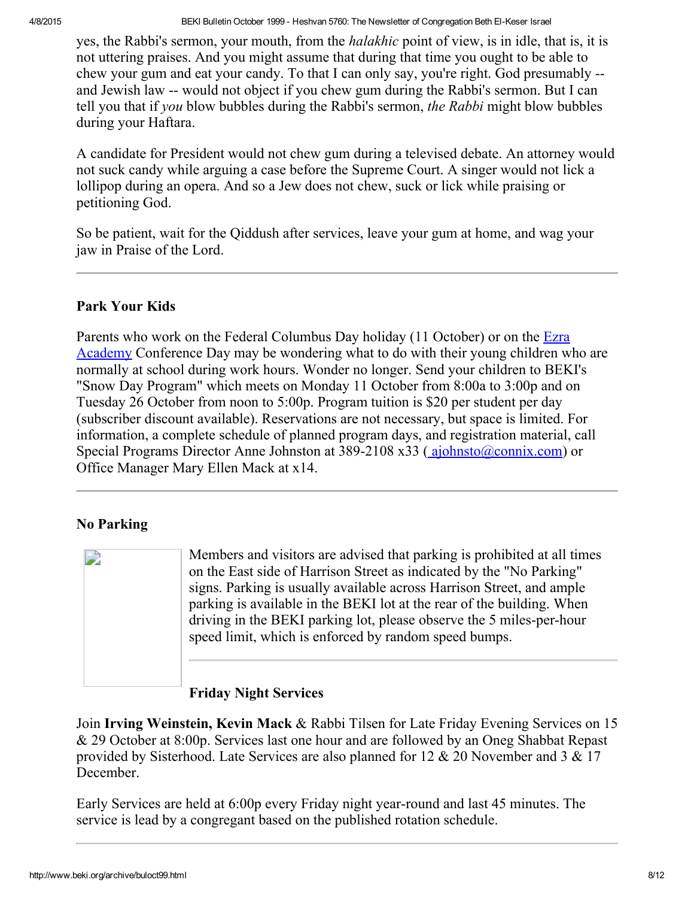yes, the Rabbi's sermon, your mouth, from the *halakhic* point of view, is in idle, that is, it is not uttering praises. And you might assume that during that time you ought to be able to chew your gum and eat your candy. To that I can only say, you're right. God presumably -- and Jewish law -- would not object if you chew gum during the Rabbi's sermon. But I can tell you that if *you* blow bubbles during the Rabbi's sermon, *the Rabbi* might blow bubbles during your Haftara.

A candidate for President would not chew gum during a televised debate. An attorney would not suck candy while arguing a case before the Supreme Court. A singer would not lick a lollipop during an opera. And so a Jew does not chew, suck or lick while praising or petitioning God.

So be patient, wait for the Qiddush after services, leave your gum at home, and wag your jaw in Praise of the Lord.

---

### Park Your Kids

Parents who work on the Federal Columbus Day holiday (11 October) or on the Ezra Academy Conference Day may be wondering what to do with their young children who are normally at school during work hours. Wonder no longer. Send your children to BEKI's "Snow Day Program" which meets on Monday 11 October from 8:00a to 3:00p and on Tuesday 26 October from noon to 5:00p. Program tuition is $20 per student per day (subscriber discount available). Reservations are not necessary, but space is limited. For information, a complete schedule of planned program days, and registration material, call Special Programs Director Anne Johnston at 389-2108 x33 ( ajohnsto@connix.com) or Office Manager Mary Ellen Mack at x14.

---

### No Parking

Members and visitors are advised that parking is prohibited at all times on the East side of Harrison Street as indicated by the "No Parking" signs. Parking is usually available across Harrison Street, and ample parking is available in the BEKI lot at the rear of the building. When driving in the BEKI parking lot, please observe the 5 miles-per-hour speed limit, which is enforced by random speed bumps.

---

### Friday Night Services

Join **Irving Weinstein, Kevin Mack** & Rabbi Tilsen for Late Friday Evening Services on 15 & 29 October at 8:00p. Services last one hour and are followed by an Oneg Shabbat Repast provided by Sisterhood. Late Services are also planned for 12 & 20 November and 3 & 17 December.

Early Services are held at 6:00p every Friday night year-round and last 45 minutes. The service is lead by a congregant based on the published rotation schedule.

---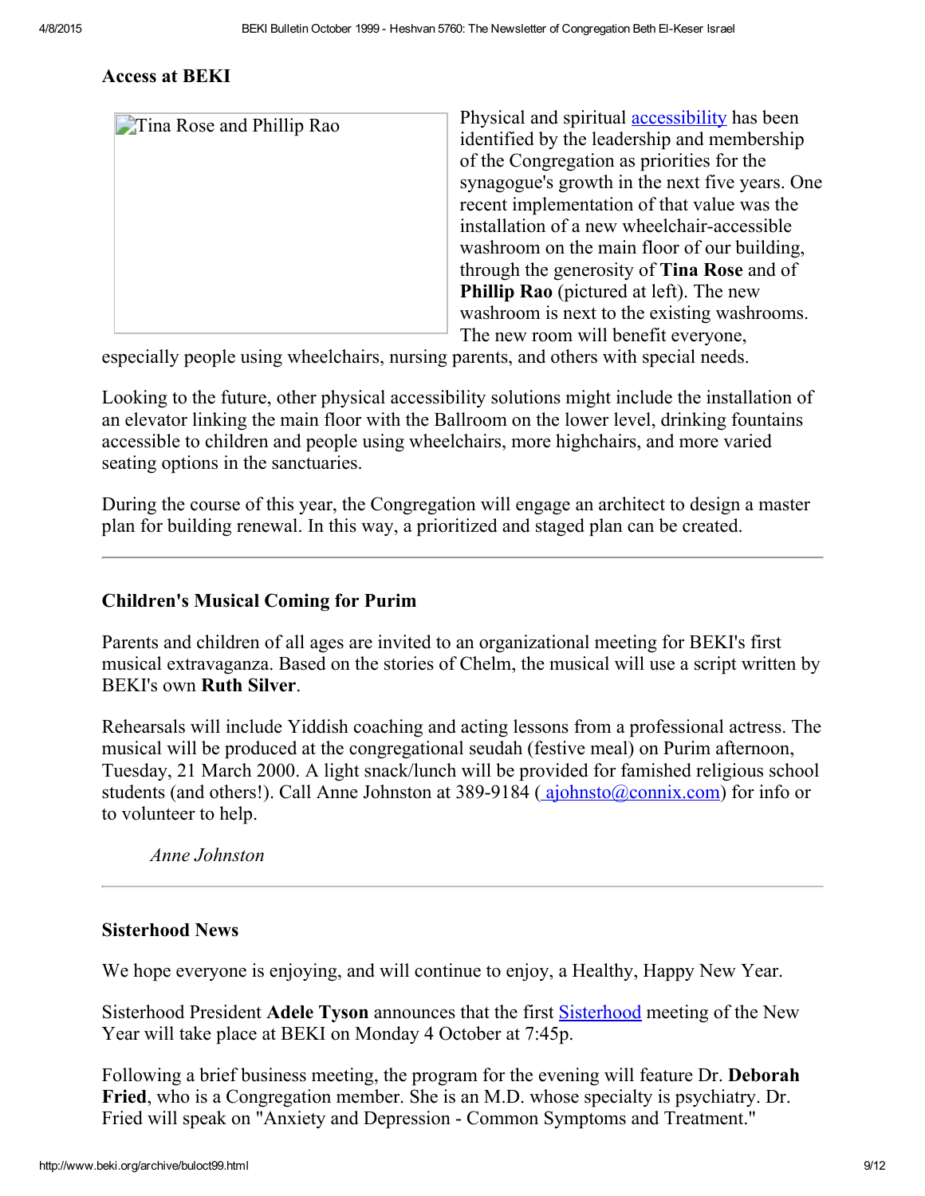### Access at BEKI

Tina Rose and Phillip Rao

Physical and spiritual accessibility has been identified by the leadership and membership of the Congregation as priorities for the synagogue's growth in the next five years. One recent implementation of that value was the installation of a new wheelchair-accessible washroom on the main floor of our building, through the generosity of **Tina Rose** and of **Phillip Rao** (pictured at left). The new washroom is next to the existing washrooms. The new room will benefit everyone, especially people using wheelchairs, nursing parents, and others with special needs.

Looking to the future, other physical accessibility solutions might include the installation of an elevator linking the main floor with the Ballroom on the lower level, drinking fountains accessible to children and people using wheelchairs, more highchairs, and more varied seating options in the sanctuaries.

During the course of this year, the Congregation will engage an architect to design a master plan for building renewal. In this way, a prioritized and staged plan can be created.

---

### Children's Musical Coming for Purim

Parents and children of all ages are invited to an organizational meeting for BEKI's first musical extravaganza. Based on the stories of Chelm, the musical will use a script written by BEKI's own **Ruth Silver**.

Rehearsals will include Yiddish coaching and acting lessons from a professional actress. The musical will be produced at the congregational seudah (festive meal) on Purim afternoon, Tuesday, 21 March 2000. A light snack/lunch will be provided for famished religious school students (and others!). Call Anne Johnston at 389-9184 ( ajohnsto@connix.com) for info or to volunteer to help.

*Anne Johnston*

---

### Sisterhood News

We hope everyone is enjoying, and will continue to enjoy, a Healthy, Happy New Year.

Sisterhood President **Adele Tyson** announces that the first Sisterhood meeting of the New Year will take place at BEKI on Monday 4 October at 7:45p.

Following a brief business meeting, the program for the evening will feature Dr. **Deborah Fried**, who is a Congregation member. She is an M.D. whose specialty is psychiatry. Dr. Fried will speak on "Anxiety and Depression - Common Symptoms and Treatment."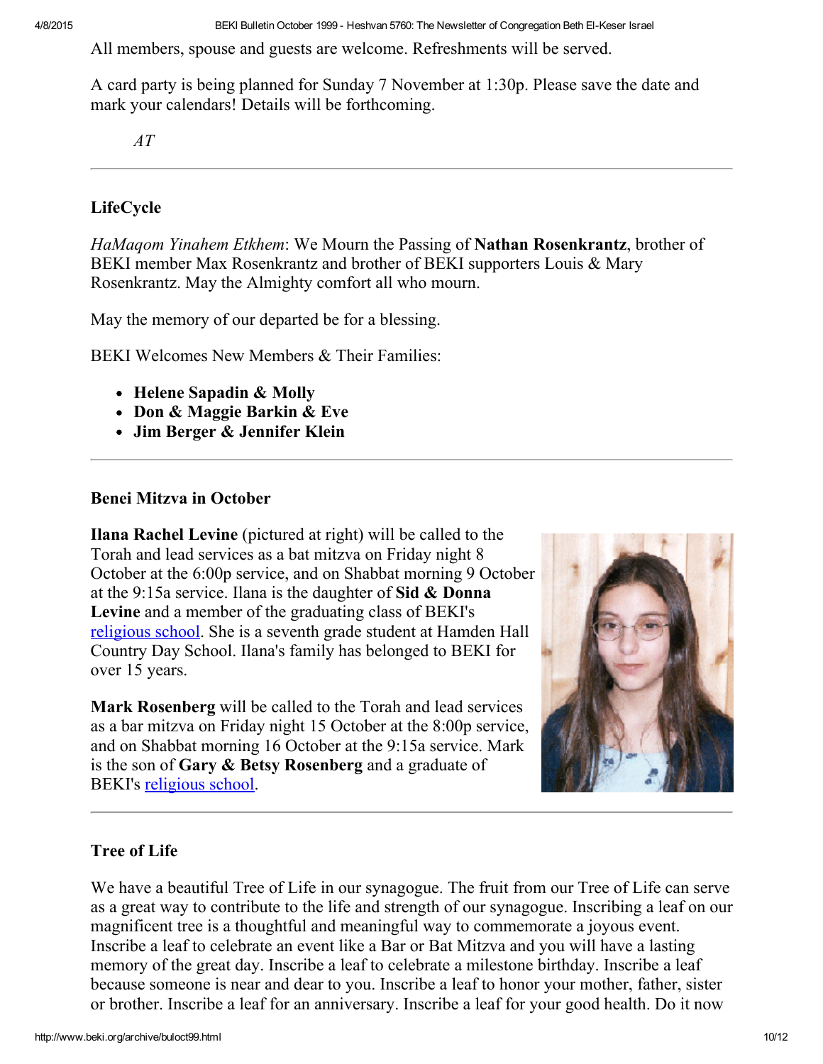All members, spouse and guests are welcome. Refreshments will be served.

A card party is being planned for Sunday 7 November at 1:30p. Please save the date and mark your calendars! Details will be forthcoming.

*AT*

---

### LifeCycle

*HaMaqom Yinahem Etkhem*: We Mourn the Passing of **Nathan Rosenkrantz**, brother of BEKI member Max Rosenkrantz and brother of BEKI supporters Louis & Mary Rosenkrantz. May the Almighty comfort all who mourn.

May the memory of our departed be for a blessing.

BEKI Welcomes New Members & Their Families:

- **Helene Sapadin & Molly**
- **Don & Maggie Barkin & Eve**
- **Jim Berger & Jennifer Klein**

---

### Benei Mitzva in October

**Ilana Rachel Levine** (pictured at right) will be called to the Torah and lead services as a bat mitzva on Friday night 8 October at the 6:00p service, and on Shabbat morning 9 October at the 9:15a service. Ilana is the daughter of **Sid & Donna Levine** and a member of the graduating class of BEKI's religious school. She is a seventh grade student at Hamden Hall Country Day School. Ilana's family has belonged to BEKI for over 15 years.

**Mark Rosenberg** will be called to the Torah and lead services as a bar mitzva on Friday night 15 October at the 8:00p service, and on Shabbat morning 16 October at the 9:15a service. Mark is the son of **Gary & Betsy Rosenberg** and a graduate of BEKI's religious school.

---

### Tree of Life

We have a beautiful Tree of Life in our synagogue. The fruit from our Tree of Life can serve as a great way to contribute to the life and strength of our synagogue. Inscribing a leaf on our magnificent tree is a thoughtful and meaningful way to commemorate a joyous event. Inscribe a leaf to celebrate an event like a Bar or Bat Mitzva and you will have a lasting memory of the great day. Inscribe a leaf to celebrate a milestone birthday. Inscribe a leaf because someone is near and dear to you. Inscribe a leaf to honor your mother, father, sister or brother. Inscribe a leaf for an anniversary. Inscribe a leaf for your good health. Do it now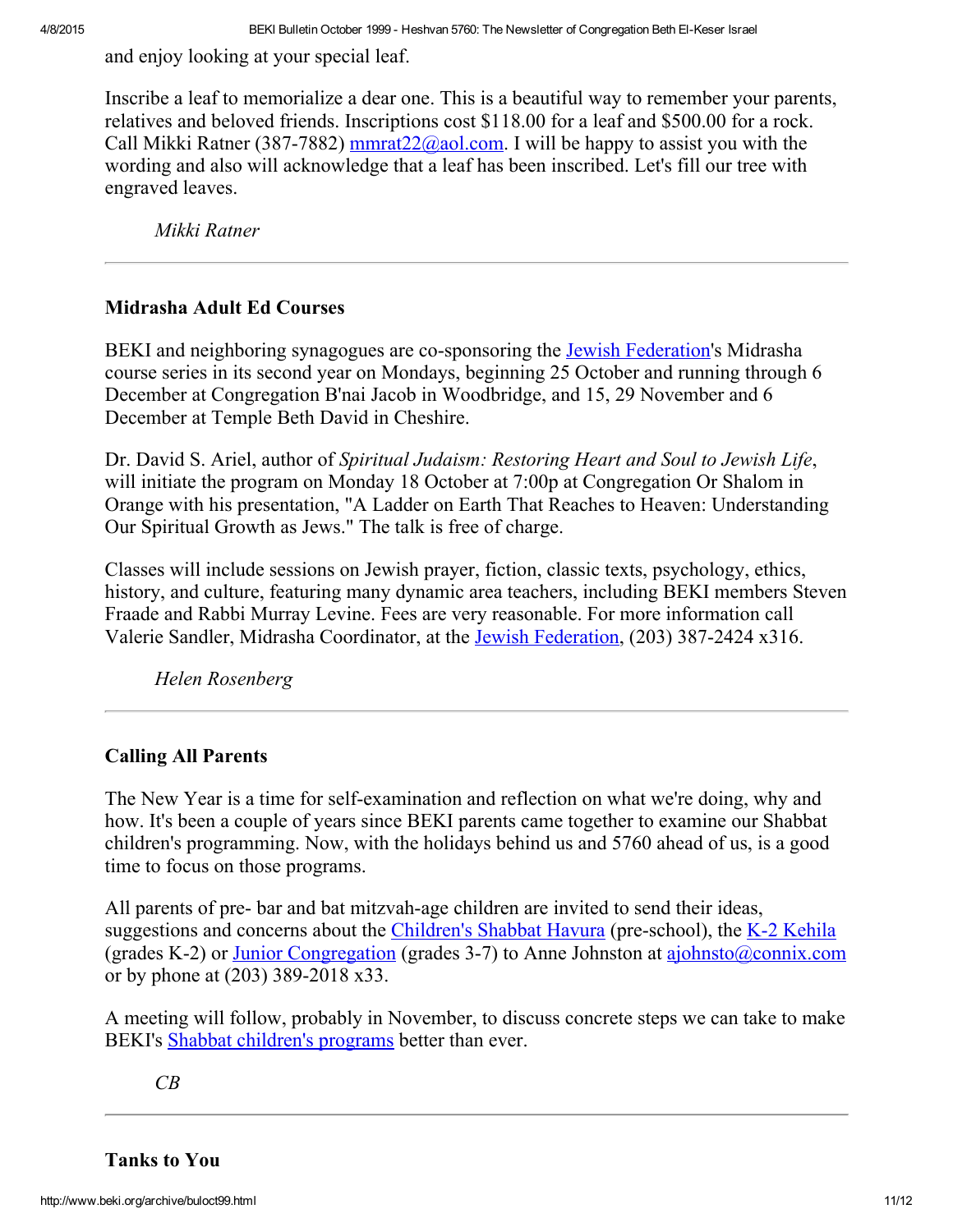and enjoy looking at your special leaf.

Inscribe a leaf to memorialize a dear one. This is a beautiful way to remember your parents, relatives and beloved friends. Inscriptions cost $118.00 for a leaf and $500.00 for a rock. Call Mikki Ratner (387-7882) mmrat22@aol.com. I will be happy to assist you with the wording and also will acknowledge that a leaf has been inscribed. Let's fill our tree with engraved leaves.

*Mikki Ratner*

---

### Midrasha Adult Ed Courses

BEKI and neighboring synagogues are co-sponsoring the Jewish Federation's Midrasha course series in its second year on Mondays, beginning 25 October and running through 6 December at Congregation B'nai Jacob in Woodbridge, and 15, 29 November and 6 December at Temple Beth David in Cheshire.

Dr. David S. Ariel, author of *Spiritual Judaism: Restoring Heart and Soul to Jewish Life*, will initiate the program on Monday 18 October at 7:00p at Congregation Or Shalom in Orange with his presentation, "A Ladder on Earth That Reaches to Heaven: Understanding Our Spiritual Growth as Jews." The talk is free of charge.

Classes will include sessions on Jewish prayer, fiction, classic texts, psychology, ethics, history, and culture, featuring many dynamic area teachers, including BEKI members Steven Fraade and Rabbi Murray Levine. Fees are very reasonable. For more information call Valerie Sandler, Midrasha Coordinator, at the Jewish Federation, (203) 387-2424 x316.

*Helen Rosenberg*

---

### Calling All Parents

The New Year is a time for self-examination and reflection on what we're doing, why and how. It's been a couple of years since BEKI parents came together to examine our Shabbat children's programming. Now, with the holidays behind us and 5760 ahead of us, is a good time to focus on those programs.

All parents of pre- bar and bat mitzvah-age children are invited to send their ideas, suggestions and concerns about the Children's Shabbat Havura (pre-school), the K-2 Kehila (grades K-2) or Junior Congregation (grades 3-7) to Anne Johnston at ajohnsto@connix.com or by phone at (203) 389-2018 x33.

A meeting will follow, probably in November, to discuss concrete steps we can take to make BEKI's Shabbat children's programs better than ever.

*CB*

---

### Tanks to You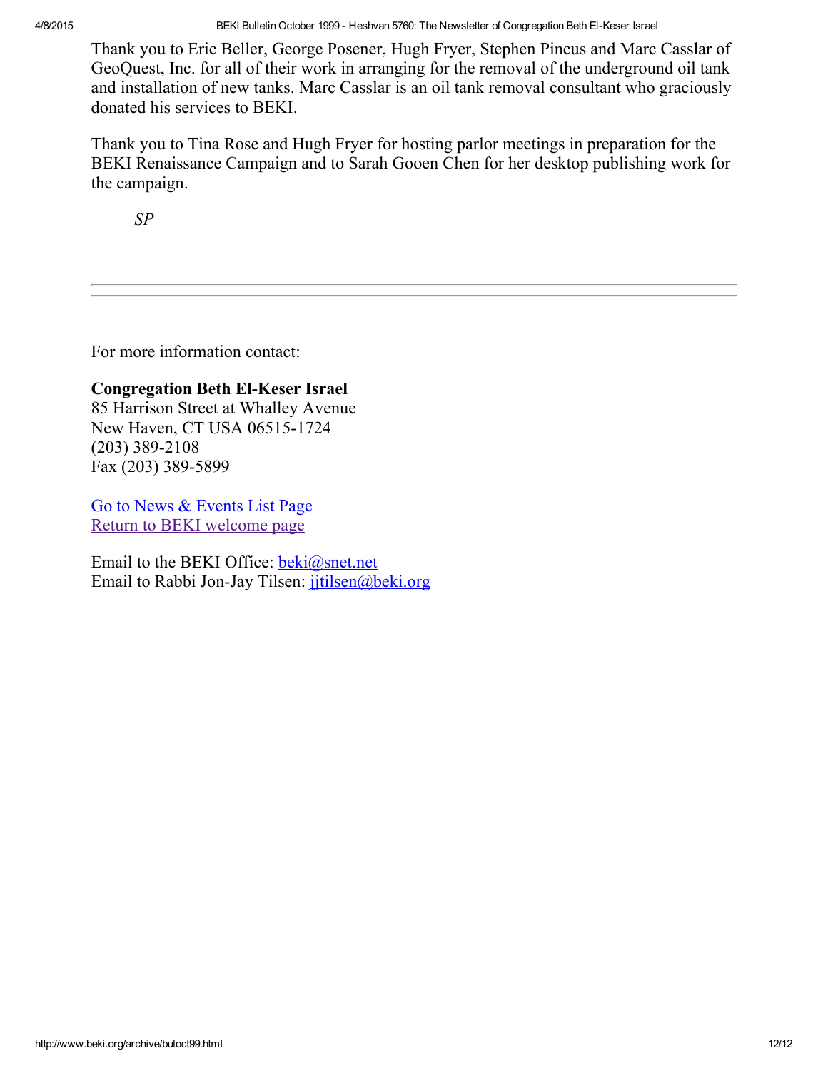Thank you to Eric Beller, George Posener, Hugh Fryer, Stephen Pincus and Marc Casslar of GeoQuest, Inc. for all of their work in arranging for the removal of the underground oil tank and installation of new tanks. Marc Casslar is an oil tank removal consultant who graciously donated his services to BEKI.

Thank you to Tina Rose and Hugh Fryer for hosting parlor meetings in preparation for the BEKI Renaissance Campaign and to Sarah Gooen Chen for her desktop publishing work for the campaign.

*SP*

---

---

For more information contact:

**Congregation Beth El-Keser Israel**
85 Harrison Street at Whalley Avenue
New Haven, CT USA 06515-1724
(203) 389-2108
Fax (203) 389-5899

Go to News & Events List Page
Return to BEKI welcome page

Email to the BEKI Office: beki@snet.net
Email to Rabbi Jon-Jay Tilsen: jjtilsen@beki.org